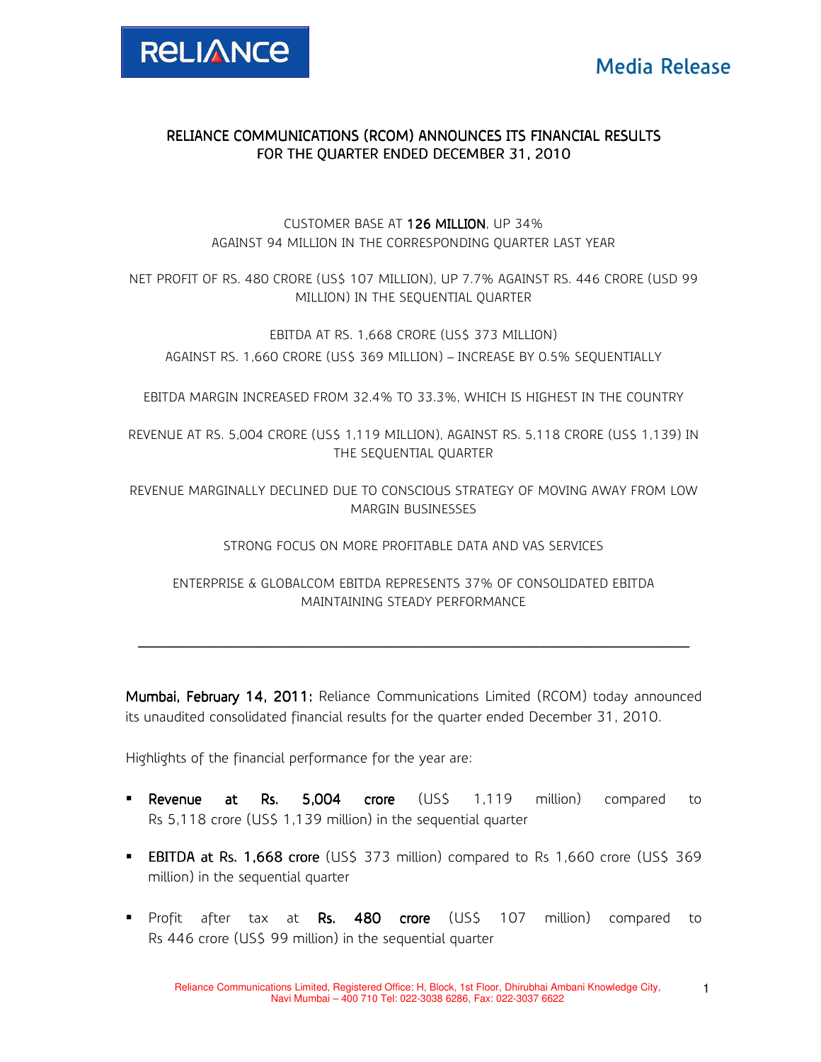RELIANCE

Media Release

# RELIANCE COMMUNICATIONS (RCOM) ANNOUNCES ITS FINANCIAL RESULTS FOR THE QUARTER ENDED DECEMBER 31, 2010

CUSTOMER BASE AT **126 MILLION**, UP 34% AGAINST 94 MILLION IN THE CORRESPONDING QUARTER LAST YEAR

NET PROFIT OF RS. 480 CRORE (US$ 107 MILLION), UP 7.7% AGAINST RS. 446 CRORE (USD 99 MILLION) IN THE SEQUENTIAL QUARTER

EBITDA AT RS. 1,668 CRORE (US$ 373 MILLION)
AGAINST RS. 1,660 CRORE (US$ 369 MILLION) – INCREASE BY 0.5% SEQUENTIALLY

EBITDA MARGIN INCREASED FROM 32.4% TO 33.3%, WHICH IS HIGHEST IN THE COUNTRY

REVENUE AT RS. 5,004 CRORE (US$ 1,119 MILLION), AGAINST RS. 5,118 CRORE (US$ 1,139) IN THE SEQUENTIAL QUARTER

REVENUE MARGINALLY DECLINED DUE TO CONSCIOUS STRATEGY OF MOVING AWAY FROM LOW MARGIN BUSINESSES

STRONG FOCUS ON MORE PROFITABLE DATA AND VAS SERVICES

ENTERPRISE & GLOBALCOM EBITDA REPRESENTS 37% OF CONSOLIDATED EBITDA MAINTAINING STEADY PERFORMANCE

---

**Mumbai, February 14, 2011:** Reliance Communications Limited (RCOM) today announced its unaudited consolidated financial results for the quarter ended December 31, 2010.

Highlights of the financial performance for the year are:

- **Revenue at Rs. 5,004 crore** (US$ 1,119 million) compared to Rs 5,118 crore (US$ 1,139 million) in the sequential quarter
- **EBITDA at Rs. 1,668 crore** (US$ 373 million) compared to Rs 1,660 crore (US$ 369 million) in the sequential quarter
- Profit after tax at **Rs. 480 crore** (US$ 107 million) compared to Rs 446 crore (US$ 99 million) in the sequential quarter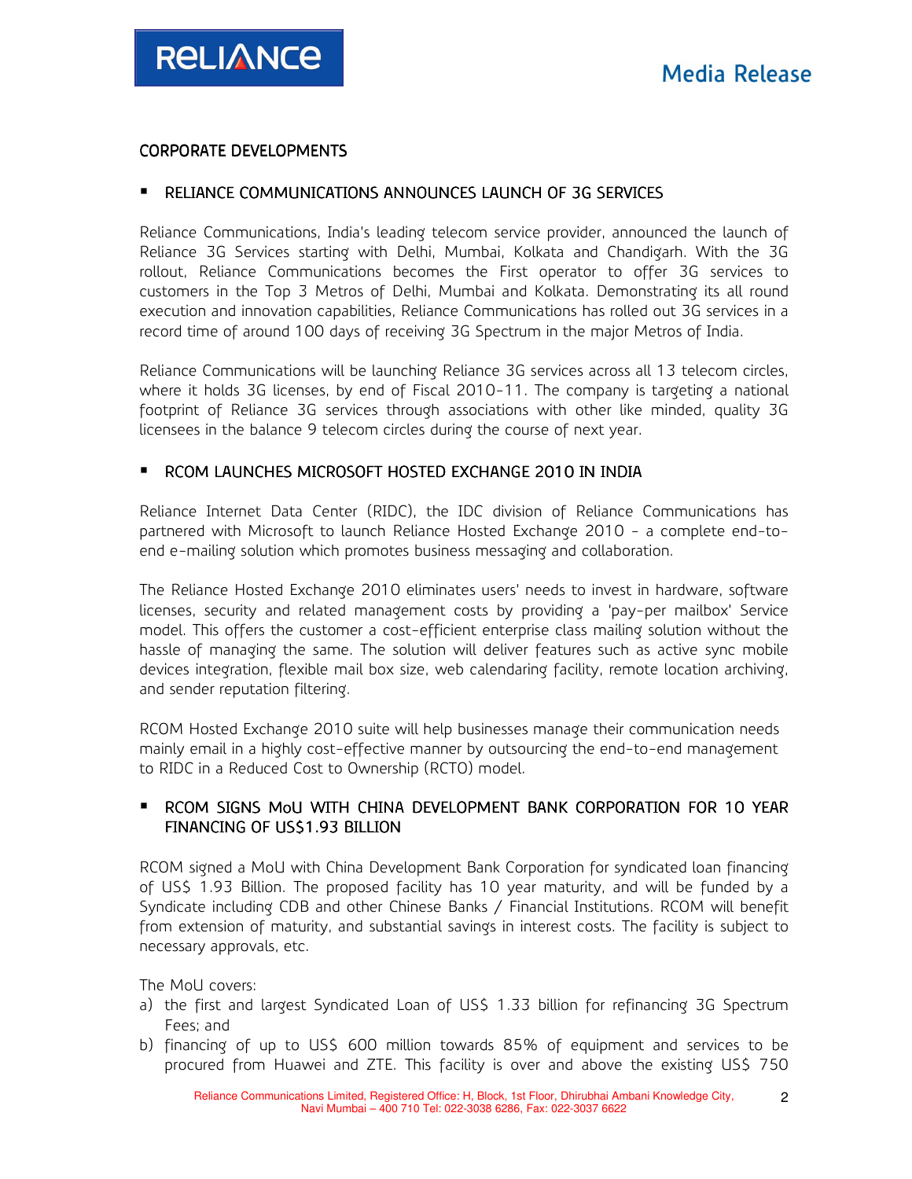## CORPORATE DEVELOPMENTS

- **RELIANCE COMMUNICATIONS ANNOUNCES LAUNCH OF 3G SERVICES**

Reliance Communications, India's leading telecom service provider, announced the launch of Reliance 3G Services starting with Delhi, Mumbai, Kolkata and Chandigarh. With the 3G rollout, Reliance Communications becomes the First operator to offer 3G services to customers in the Top 3 Metros of Delhi, Mumbai and Kolkata. Demonstrating its all round execution and innovation capabilities, Reliance Communications has rolled out 3G services in a record time of around 100 days of receiving 3G Spectrum in the major Metros of India.

Reliance Communications will be launching Reliance 3G services across all 13 telecom circles, where it holds 3G licenses, by end of Fiscal 2010-11. The company is targeting a national footprint of Reliance 3G services through associations with other like minded, quality 3G licensees in the balance 9 telecom circles during the course of next year.

- **RCOM LAUNCHES MICROSOFT HOSTED EXCHANGE 2010 IN INDIA**

Reliance Internet Data Center (RIDC), the IDC division of Reliance Communications has partnered with Microsoft to launch Reliance Hosted Exchange 2010 - a complete end-to-end e-mailing solution which promotes business messaging and collaboration.

The Reliance Hosted Exchange 2010 eliminates users' needs to invest in hardware, software licenses, security and related management costs by providing a 'pay-per mailbox' Service model. This offers the customer a cost-efficient enterprise class mailing solution without the hassle of managing the same. The solution will deliver features such as active sync mobile devices integration, flexible mail box size, web calendaring facility, remote location archiving, and sender reputation filtering.

RCOM Hosted Exchange 2010 suite will help businesses manage their communication needs mainly email in a highly cost-effective manner by outsourcing the end-to-end management to RIDC in a Reduced Cost to Ownership (RCTO) model.

- **RCOM SIGNS MoU WITH CHINA DEVELOPMENT BANK CORPORATION FOR 10 YEAR FINANCING OF US$1.93 BILLION**

RCOM signed a MoU with China Development Bank Corporation for syndicated loan financing of US$ 1.93 Billion. The proposed facility has 10 year maturity, and will be funded by a Syndicate including CDB and other Chinese Banks / Financial Institutions. RCOM will benefit from extension of maturity, and substantial savings in interest costs. The facility is subject to necessary approvals, etc.

The MoU covers:

a) the first and largest Syndicated Loan of US$ 1.33 billion for refinancing 3G Spectrum Fees; and
b) financing of up to US$ 600 million towards 85% of equipment and services to be procured from Huawei and ZTE. This facility is over and above the existing US$ 750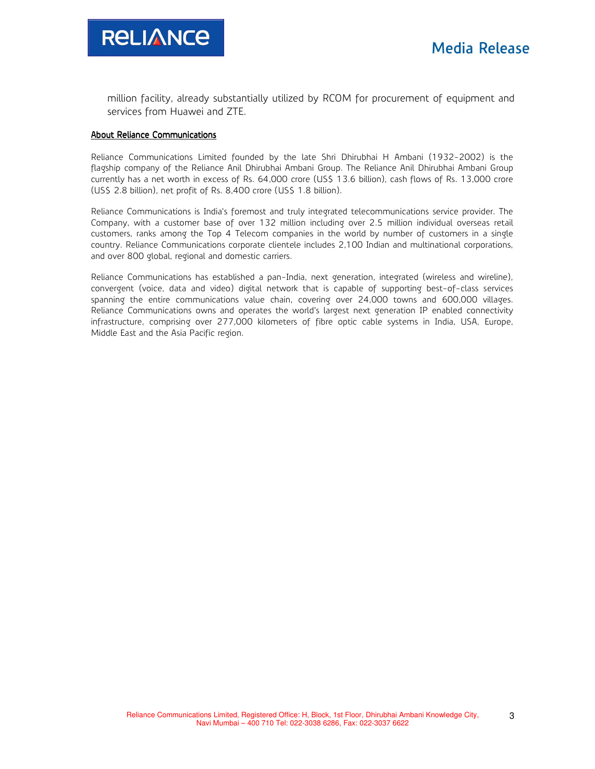million facility, already substantially utilized by RCOM for procurement of equipment and services from Huawei and ZTE.

## About Reliance Communications

Reliance Communications Limited founded by the late Shri Dhirubhai H Ambani (1932-2002) is the flagship company of the Reliance Anil Dhirubhai Ambani Group. The Reliance Anil Dhirubhai Ambani Group currently has a net worth in excess of Rs. 64,000 crore (US$ 13.6 billion), cash flows of Rs. 13,000 crore (US$ 2.8 billion), net profit of Rs. 8,400 crore (US$ 1.8 billion).

Reliance Communications is India's foremost and truly integrated telecommunications service provider. The Company, with a customer base of over 132 million including over 2.5 million individual overseas retail customers, ranks among the Top 4 Telecom companies in the world by number of customers in a single country. Reliance Communications corporate clientele includes 2,100 Indian and multinational corporations, and over 800 global, regional and domestic carriers.

Reliance Communications has established a pan-India, next generation, integrated (wireless and wireline), convergent (voice, data and video) digital network that is capable of supporting best-of-class services spanning the entire communications value chain, covering over 24,000 towns and 600,000 villages. Reliance Communications owns and operates the world's largest next generation IP enabled connectivity infrastructure, comprising over 277,000 kilometers of fibre optic cable systems in India, USA, Europe, Middle East and the Asia Pacific region.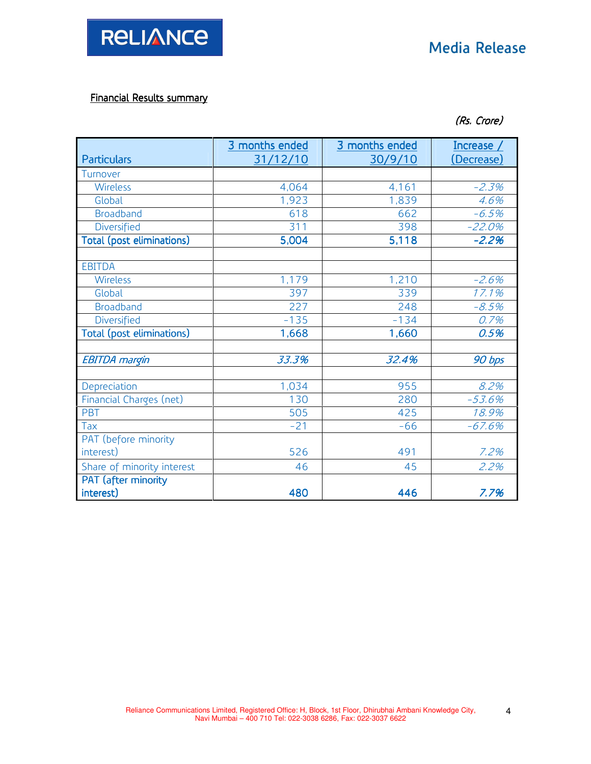Media Release

## Financial Results summary

*(Rs. Crore)*

| Particulars | 3 months ended 31/12/10 | 3 months ended 30/9/10 | Increase / (Decrease) |
|---|---|---|---|
| Turnover | | | |
| Wireless | 4,064 | 4,161 | *-2.3%* |
| Global | 1,923 | 1,839 | *4.6%* |
| Broadband | 618 | 662 | *-6.5%* |
| Diversified | 311 | 398 | *-22.0%* |
| **Total (post eliminations)** | **5,004** | **5,118** | ***-2.2%*** |
| | | | |
| EBITDA | | | |
| Wireless | 1,179 | 1,210 | *-2.6%* |
| Global | 397 | 339 | *17.1%* |
| Broadband | 227 | 248 | *-8.5%* |
| Diversified | -135 | -134 | *0.7%* |
| **Total (post eliminations)** | **1,668** | **1,660** | ***0.5%*** |
| | | | |
| *EBITDA margin* | *33.3%* | *32.4%* | *90 bps* |
| | | | |
| Depreciation | 1,034 | 955 | *8.2%* |
| Financial Charges (net) | 130 | 280 | *-53.6%* |
| PBT | 505 | 425 | *18.9%* |
| Tax | -21 | -66 | *-67.6%* |
| PAT (before minority interest) | 526 | 491 | *7.2%* |
| Share of minority interest | 46 | 45 | *2.2%* |
| **PAT (after minority interest)** | **480** | **446** | ***7.7%*** |